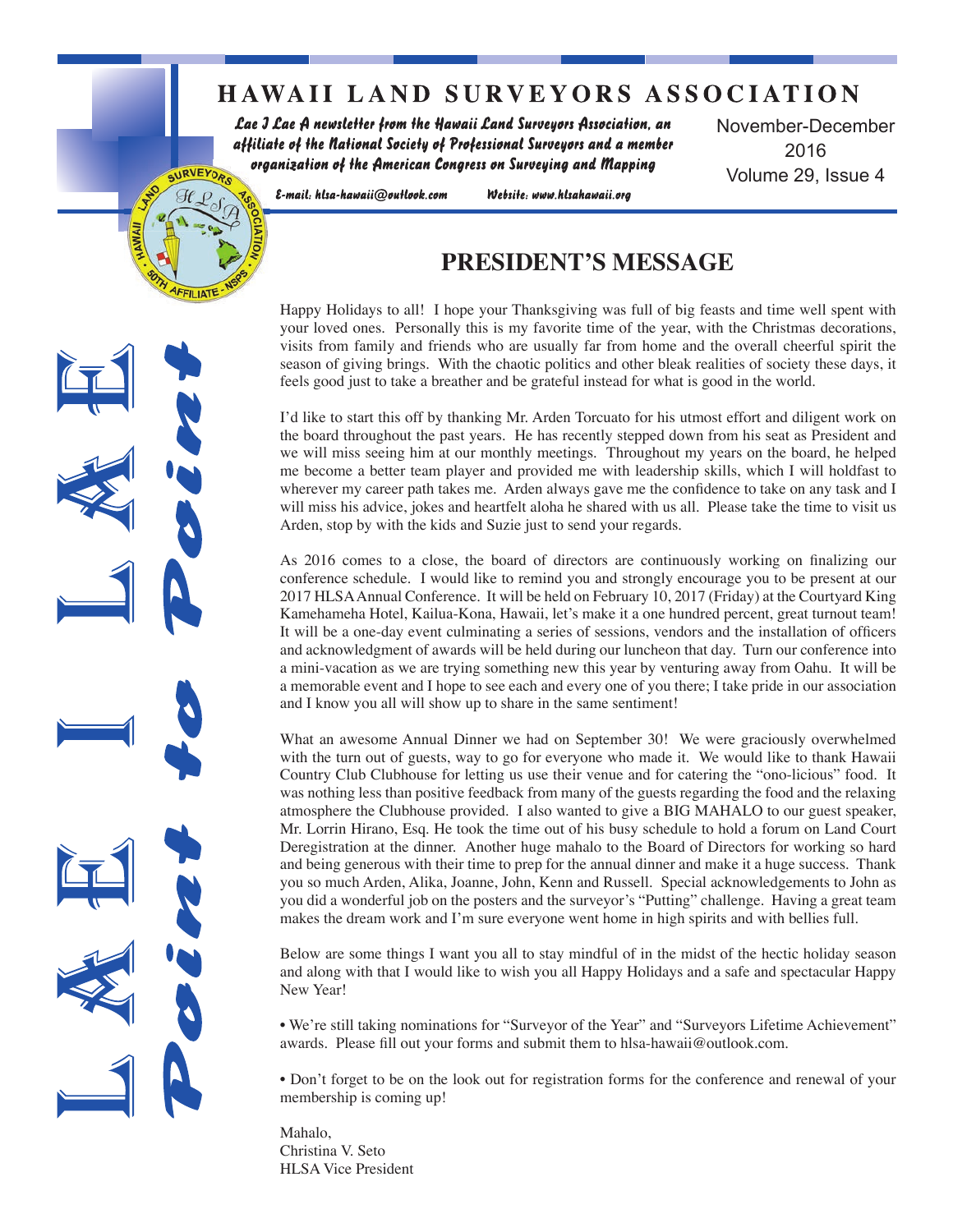# HAWAII LAND SURVEYORS ASSOCIATION

*Lae I Lae A newsletter from the Hawaii Land Surveyors Association, an affiliate of the National Society of Professional Surveyors and a member organization of the American Congress on Surveying and Mapping*

November-December 2016
Volume 29, Issue 4

E-mail: hlsa-hawaii@outlook.com Website: www.hlsahawaii.org

LAE I LAE — Point to Point

## PRESIDENT'S MESSAGE

Happy Holidays to all! I hope your Thanksgiving was full of big feasts and time well spent with your loved ones. Personally this is my favorite time of the year, with the Christmas decorations, visits from family and friends who are usually far from home and the overall cheerful spirit the season of giving brings. With the chaotic politics and other bleak realities of society these days, it feels good just to take a breather and be grateful instead for what is good in the world.

I'd like to start this off by thanking Mr. Arden Torcuato for his utmost effort and diligent work on the board throughout the past years. He has recently stepped down from his seat as President and we will miss seeing him at our monthly meetings. Throughout my years on the board, he helped me become a better team player and provided me with leadership skills, which I will holdfast to wherever my career path takes me. Arden always gave me the confidence to take on any task and I will miss his advice, jokes and heartfelt aloha he shared with us all. Please take the time to visit us Arden, stop by with the kids and Suzie just to send your regards.

As 2016 comes to a close, the board of directors are continuously working on finalizing our conference schedule. I would like to remind you and strongly encourage you to be present at our 2017 HLSA Annual Conference. It will be held on February 10, 2017 (Friday) at the Courtyard King Kamehameha Hotel, Kailua-Kona, Hawaii, let's make it a one hundred percent, great turnout team! It will be a one-day event culminating a series of sessions, vendors and the installation of officers and acknowledgment of awards will be held during our luncheon that day. Turn our conference into a mini-vacation as we are trying something new this year by venturing away from Oahu. It will be a memorable event and I hope to see each and every one of you there; I take pride in our association and I know you all will show up to share in the same sentiment!

What an awesome Annual Dinner we had on September 30! We were graciously overwhelmed with the turn out of guests, way to go for everyone who made it. We would like to thank Hawaii Country Club Clubhouse for letting us use their venue and for catering the "ono-licious" food. It was nothing less than positive feedback from many of the guests regarding the food and the relaxing atmosphere the Clubhouse provided. I also wanted to give a BIG MAHALO to our guest speaker, Mr. Lorrin Hirano, Esq. He took the time out of his busy schedule to hold a forum on Land Court Deregistration at the dinner. Another huge mahalo to the Board of Directors for working so hard and being generous with their time to prep for the annual dinner and make it a huge success. Thank you so much Arden, Alika, Joanne, John, Kenn and Russell. Special acknowledgements to John as you did a wonderful job on the posters and the surveyor's "Putting" challenge. Having a great team makes the dream work and I'm sure everyone went home in high spirits and with bellies full.

Below are some things I want you all to stay mindful of in the midst of the hectic holiday season and along with that I would like to wish you all Happy Holidays and a safe and spectacular Happy New Year!

- We're still taking nominations for "Surveyor of the Year" and "Surveyors Lifetime Achievement" awards. Please fill out your forms and submit them to hlsa-hawaii@outlook.com.

- Don't forget to be on the look out for registration forms for the conference and renewal of your membership is coming up!

Mahalo,
Christina V. Seto
HLSA Vice President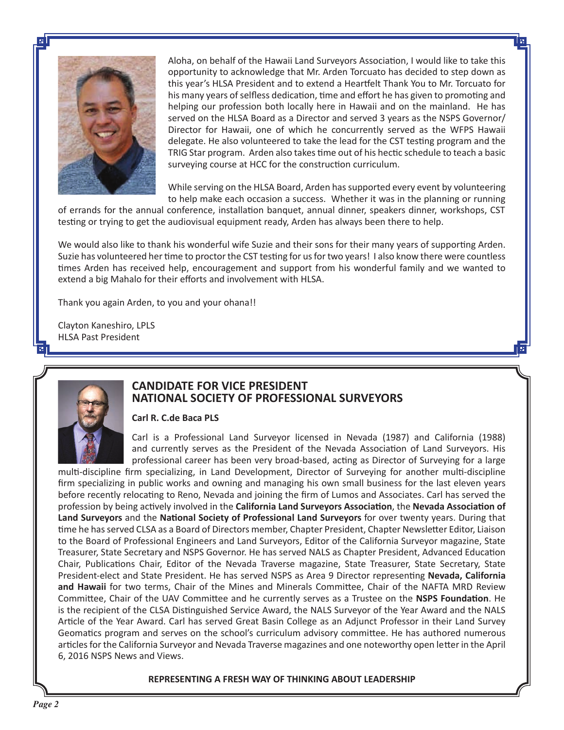Aloha, on behalf of the Hawaii Land Surveyors Association, I would like to take this opportunity to acknowledge that Mr. Arden Torcuato has decided to step down as this year's HLSA President and to extend a Heartfelt Thank You to Mr. Torcuato for his many years of selfless dedication, time and effort he has given to promoting and helping our profession both locally here in Hawaii and on the mainland. He has served on the HLSA Board as a Director and served 3 years as the NSPS Governor/ Director for Hawaii, one of which he concurrently served as the WFPS Hawaii delegate. He also volunteered to take the lead for the CST testing program and the TRIG Star program. Arden also takes time out of his hectic schedule to teach a basic surveying course at HCC for the construction curriculum.

While serving on the HLSA Board, Arden has supported every event by volunteering to help make each occasion a success. Whether it was in the planning or running of errands for the annual conference, installation banquet, annual dinner, speakers dinner, workshops, CST testing or trying to get the audiovisual equipment ready, Arden has always been there to help.

We would also like to thank his wonderful wife Suzie and their sons for their many years of supporting Arden. Suzie has volunteered her time to proctor the CST testing for us for two years! I also know there were countless times Arden has received help, encouragement and support from his wonderful family and we wanted to extend a big Mahalo for their efforts and involvement with HLSA.

Thank you again Arden, to you and your ohana!!

Clayton Kaneshiro, LPLS
HLSA Past President

## CANDIDATE FOR VICE PRESIDENT NATIONAL SOCIETY OF PROFESSIONAL SURVEYORS

**Carl R. C.de Baca PLS**

Carl is a Professional Land Surveyor licensed in Nevada (1987) and California (1988) and currently serves as the President of the Nevada Association of Land Surveyors. His professional career has been very broad-based, acting as Director of Surveying for a large multi-discipline firm specializing, in Land Development, Director of Surveying for another multi-discipline firm specializing in public works and owning and managing his own small business for the last eleven years before recently relocating to Reno, Nevada and joining the firm of Lumos and Associates. Carl has served the profession by being actively involved in the **California Land Surveyors Association**, the **Nevada Association of Land Surveyors** and the **National Society of Professional Land Surveyors** for over twenty years. During that time he has served CLSA as a Board of Directors member, Chapter President, Chapter Newsletter Editor, Liaison to the Board of Professional Engineers and Land Surveyors, Editor of the California Surveyor magazine, State Treasurer, State Secretary and NSPS Governor. He has served NALS as Chapter President, Advanced Education Chair, Publications Chair, Editor of the Nevada Traverse magazine, State Treasurer, State Secretary, State President-elect and State President. He has served NSPS as Area 9 Director representing **Nevada, California and Hawaii** for two terms, Chair of the Mines and Minerals Committee, Chair of the NAFTA MRD Review Committee, Chair of the UAV Committee and he currently serves as a Trustee on the **NSPS Foundation**. He is the recipient of the CLSA Distinguished Service Award, the NALS Surveyor of the Year Award and the NALS Article of the Year Award. Carl has served Great Basin College as an Adjunct Professor in their Land Survey Geomatics program and serves on the school's curriculum advisory committee. He has authored numerous articles for the California Surveyor and Nevada Traverse magazines and one noteworthy open letter in the April 6, 2016 NSPS News and Views.

**REPRESENTING A FRESH WAY OF THINKING ABOUT LEADERSHIP**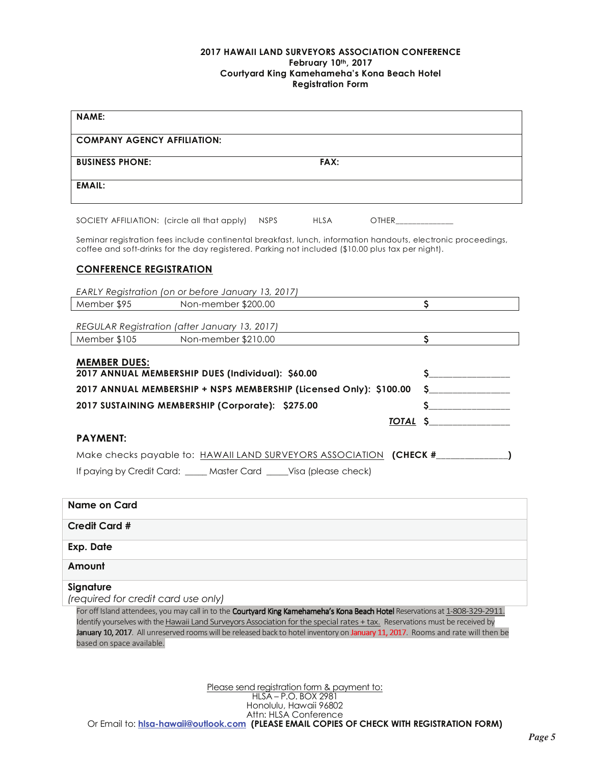**2017 HAWAII LAND SURVEYORS ASSOCIATION CONFERENCE**
**February 10th, 2017**
**Courtyard King Kamehameha's Kona Beach Hotel**
**Registration Form**

| | |
|---|---|
| **NAME:** | |
| **COMPANY AGENCY AFFILIATION:** | |
| **BUSINESS PHONE:** | **FAX:** |
| **EMAIL:** | |

SOCIETY AFFILIATION: (circle all that apply) NSPS HLSA OTHER_____________

Seminar registration fees include continental breakfast, lunch, information handouts, electronic proceedings, coffee and soft-drinks for the day registered. Parking not included ($10.00 plus tax per night).

## CONFERENCE REGISTRATION

*EARLY Registration (on or before January 13, 2017)*

| Member $95 | Non-member $200.00 | **$** |
|---|---|---|

*REGULAR Registration (after January 13, 2017)*

| Member $105 | Non-member $210.00 | **$** |
|---|---|---|

**MEMBER DUES:**

**2017 ANNUAL MEMBERSHIP DUES (Individual): $60.00** **$**________________

**2017 ANNUAL MEMBERSHIP + NSPS MEMBERSHIP (Licensed Only): $100.00** **$**________________

**2017 SUSTAINING MEMBERSHIP (Corporate): $275.00** **$**________________

***TOTAL*** **$**________________

**PAYMENT:**

Make checks payable to: HAWAII LAND SURVEYORS ASSOCIATION **(CHECK #______________)**

If paying by Credit Card: _____ Master Card _____Visa (please check)

| | |
|---|---|
| **Name on Card** | |
| **Credit Card #** | |
| **Exp. Date** | |
| **Amount** | |
| **Signature** *(required for credit card use only)* | |

For off Island attendees, you may call in to the **Courtyard King Kamehameha's Kona Beach Hotel** Reservations at 1-808-329-2911. Identify yourselves with the Hawaii Land Surveyors Association for the special rates + tax. Reservations must be received by **January 10, 2017**. All unreserved rooms will be released back to hotel inventory on January 11, 2017. Rooms and rate will then be based on space available.

Please send registration form & payment to:
HLSA – P.O. BOX 2981
Honolulu, Hawaii 96802
Attn: HLSA Conference
Or Email to: **hlsa-hawaii@outlook.com** **(PLEASE EMAIL COPIES OF CHECK WITH REGISTRATION FORM)**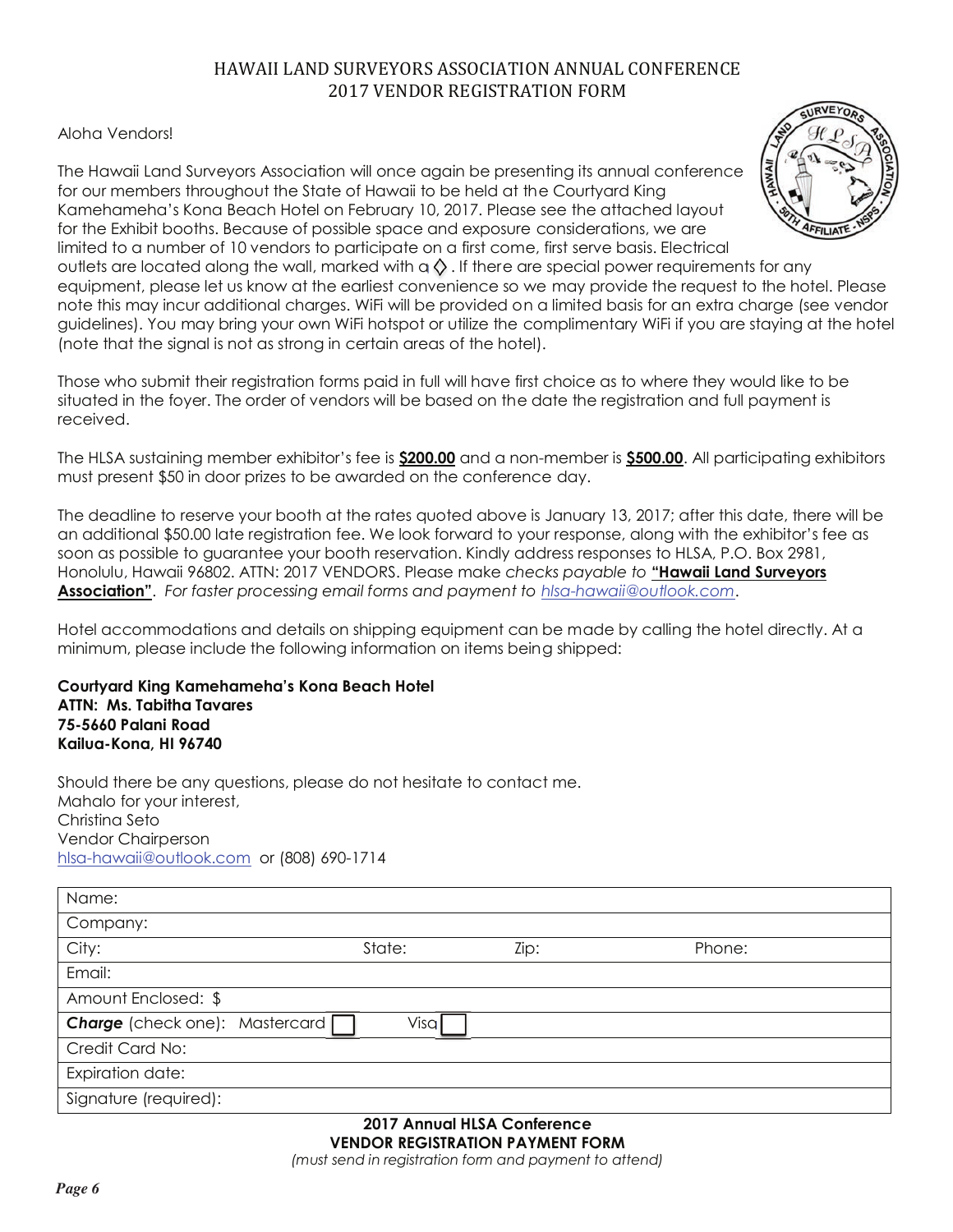# HAWAII LAND SURVEYORS ASSOCIATION ANNUAL CONFERENCE
## 2017 VENDOR REGISTRATION FORM

Aloha Vendors!

The Hawaii Land Surveyors Association will once again be presenting its annual conference for our members throughout the State of Hawaii to be held at the Courtyard King Kamehameha's Kona Beach Hotel on February 10, 2017. Please see the attached layout for the Exhibit booths. Because of possible space and exposure considerations, we are limited to a number of 10 vendors to participate on a first come, first serve basis. Electrical outlets are located along the wall, marked with a ◊. If there are special power requirements for any equipment, please let us know at the earliest convenience so we may provide the request to the hotel. Please note this may incur additional charges. WiFi will be provided on a limited basis for an extra charge (see vendor guidelines). You may bring your own WiFi hotspot or utilize the complimentary WiFi if you are staying at the hotel (note that the signal is not as strong in certain areas of the hotel).

Those who submit their registration forms paid in full will have first choice as to where they would like to be situated in the foyer. The order of vendors will be based on the date the registration and full payment is received.

The HLSA sustaining member exhibitor's fee is **$200.00** and a non-member is **$500.00**. All participating exhibitors must present $50 in door prizes to be awarded on the conference day.

The deadline to reserve your booth at the rates quoted above is January 13, 2017; after this date, there will be an additional $50.00 late registration fee. We look forward to your response, along with the exhibitor's fee as soon as possible to guarantee your booth reservation. Kindly address responses to HLSA, P.O. Box 2981, Honolulu, Hawaii 96802. ATTN: 2017 VENDORS. Please make *checks payable to* **"Hawaii Land Surveyors Association"**. *For faster processing email forms and payment to hlsa-hawaii@outlook.com.*

Hotel accommodations and details on shipping equipment can be made by calling the hotel directly. At a minimum, please include the following information on items being shipped:

**Courtyard King Kamehameha's Kona Beach Hotel**
**ATTN: Ms. Tabitha Tavares**
**75-5660 Palani Road**
**Kailua-Kona, HI 96740**

Should there be any questions, please do not hesitate to contact me.
Mahalo for your interest,
Christina Seto
Vendor Chairperson
hlsa-hawaii@outlook.com or (808) 690-1714

| Name: | | | |
|---|---|---|---|
| Company: | | | |
| City: | State: | Zip: | Phone: |
| Email: | | | |
| Amount Enclosed: $ | | | |
| ***Charge*** (check one): Mastercard ☐ | Visa ☐ | | |
| Credit Card No: | | | |
| Expiration date: | | | |
| Signature (required): | | | |

**2017 Annual HLSA Conference**
**VENDOR REGISTRATION PAYMENT FORM**
*(must send in registration form and payment to attend)*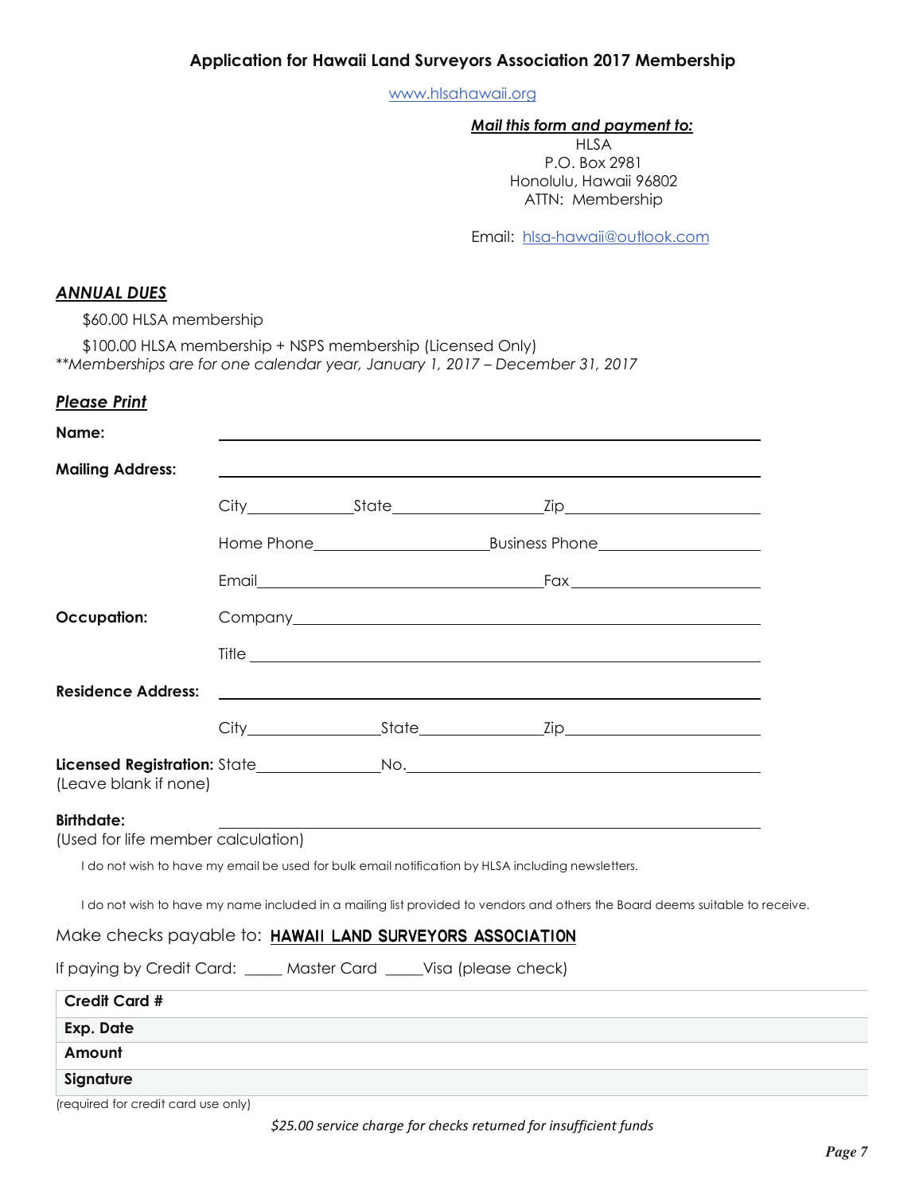# Application for Hawaii Land Surveyors Association 2017 Membership

www.hlsahawaii.org

***Mail this form and payment to:***
HLSA
P.O. Box 2981
Honolulu, Hawaii 96802
ATTN: Membership

Email: hlsa-hawaii@outlook.com

***ANNUAL DUES***

$60.00 HLSA membership

$100.00 HLSA membership + NSPS membership (Licensed Only)

*\*\*Memberships are for one calendar year, January 1, 2017 – December 31, 2017*

***Please Print***

**Name:** ______________________________

**Mailing Address:** ______________________________

City__________ State__________ Zip__________

Home Phone__________ Business Phone__________

Email__________ Fax__________

**Occupation:** Company______________________________

Title______________________________

**Residence Address:** ______________________________

City__________ State__________ Zip__________

**Licensed Registration:** State__________ No.__________
(Leave blank if none)

**Birthdate:** ______________________________
(Used for life member calculation)

I do not wish to have my email be used for bulk email notification by HLSA including newsletters.

I do not wish to have my name included in a mailing list provided to vendors and others the Board deems suitable to receive.

Make checks payable to: **HAWAII LAND SURVEYORS ASSOCIATION**

If paying by Credit Card: _____ Master Card _____Visa (please check)

| | |
|---|---|
| **Credit Card #** | |
| **Exp. Date** | |
| **Amount** | |
| **Signature** | |

(required for credit card use only)

*$25.00 service charge for checks returned for insufficient funds*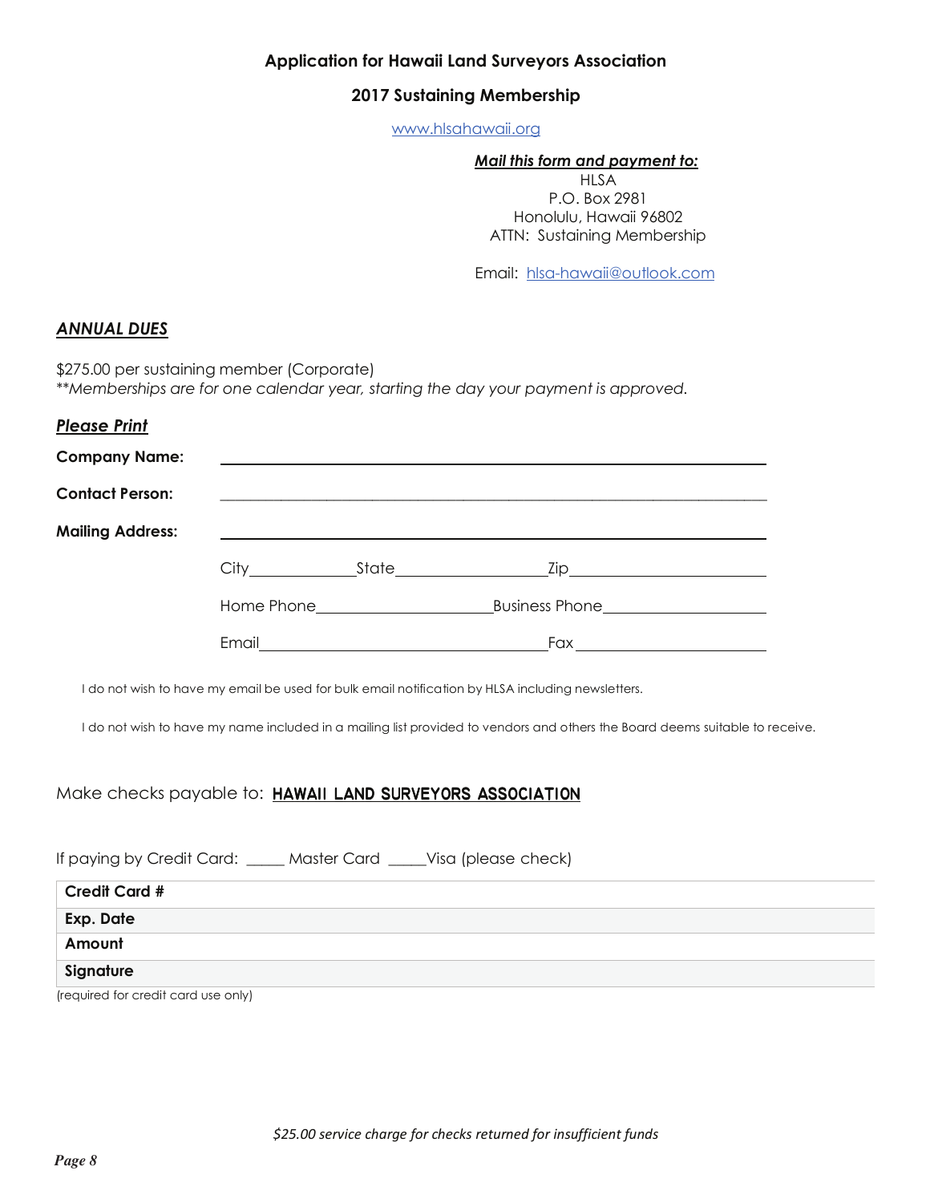## Application for Hawaii Land Surveyors Association

## 2017 Sustaining Membership

www.hlsahawaii.org

***Mail this form and payment to:***
HLSA
P.O. Box 2981
Honolulu, Hawaii 96802
ATTN: Sustaining Membership

Email: hlsa-hawaii@outlook.com

***ANNUAL DUES***

$275.00 per sustaining member (Corporate)
*\*\*Memberships are for one calendar year, starting the day your payment is approved.*

***Please Print***

**Company Name:** ______________________________

**Contact Person:** ______________________________

**Mailing Address:** ______________________________

City__________ State______________ Zip__________________

Home Phone________________ Business Phone________________

Email____________________________ Fax__________________

I do not wish to have my email be used for bulk email notification by HLSA including newsletters.

I do not wish to have my name included in a mailing list provided to vendors and others the Board deems suitable to receive.

Make checks payable to: **HAWAII LAND SURVEYORS ASSOCIATION**

If paying by Credit Card: _____ Master Card _____Visa (please check)

| | |
|---|---|
| **Credit Card #** | |
| **Exp. Date** | |
| **Amount** | |
| **Signature** | |

(required for credit card use only)

*$25.00 service charge for checks returned for insufficient funds*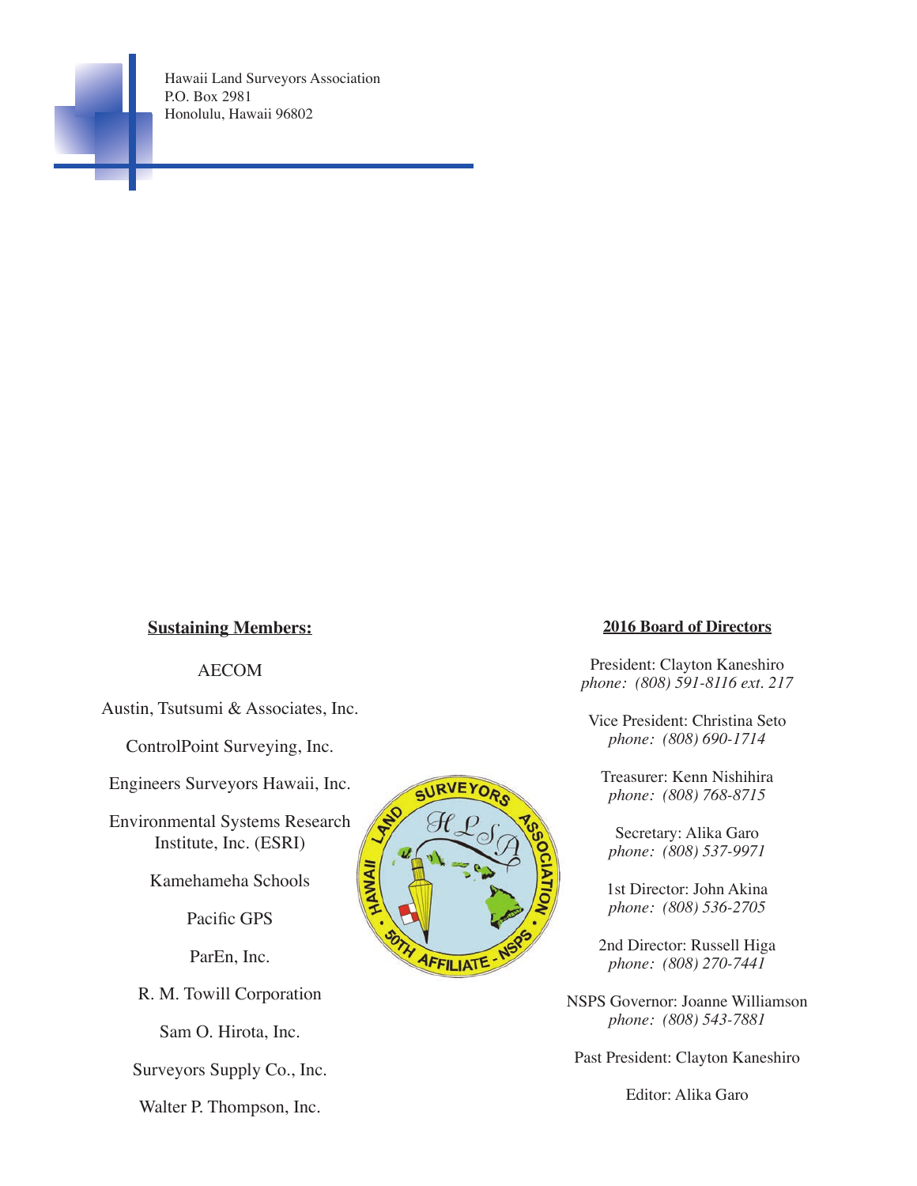Hawaii Land Surveyors Association
P.O. Box 2981
Honolulu, Hawaii 96802

**Sustaining Members:**

AECOM

Austin, Tsutsumi & Associates, Inc.

ControlPoint Surveying, Inc.

Engineers Surveyors Hawaii, Inc.

Environmental Systems Research Institute, Inc. (ESRI)

Kamehameha Schools

Pacific GPS

ParEn, Inc.

R. M. Towill Corporation

Sam O. Hirota, Inc.

Surveyors Supply Co., Inc.

Walter P. Thompson, Inc.

**2016 Board of Directors**

President: Clayton Kaneshiro
*phone: (808) 591-8116 ext. 217*

Vice President: Christina Seto
*phone: (808) 690-1714*

Treasurer: Kenn Nishihira
*phone: (808) 768-8715*

Secretary: Alika Garo
*phone: (808) 537-9971*

1st Director: John Akina
*phone: (808) 536-2705*

2nd Director: Russell Higa
*phone: (808) 270-7441*

NSPS Governor: Joanne Williamson
*phone: (808) 543-7881*

Past President: Clayton Kaneshiro

Editor: Alika Garo